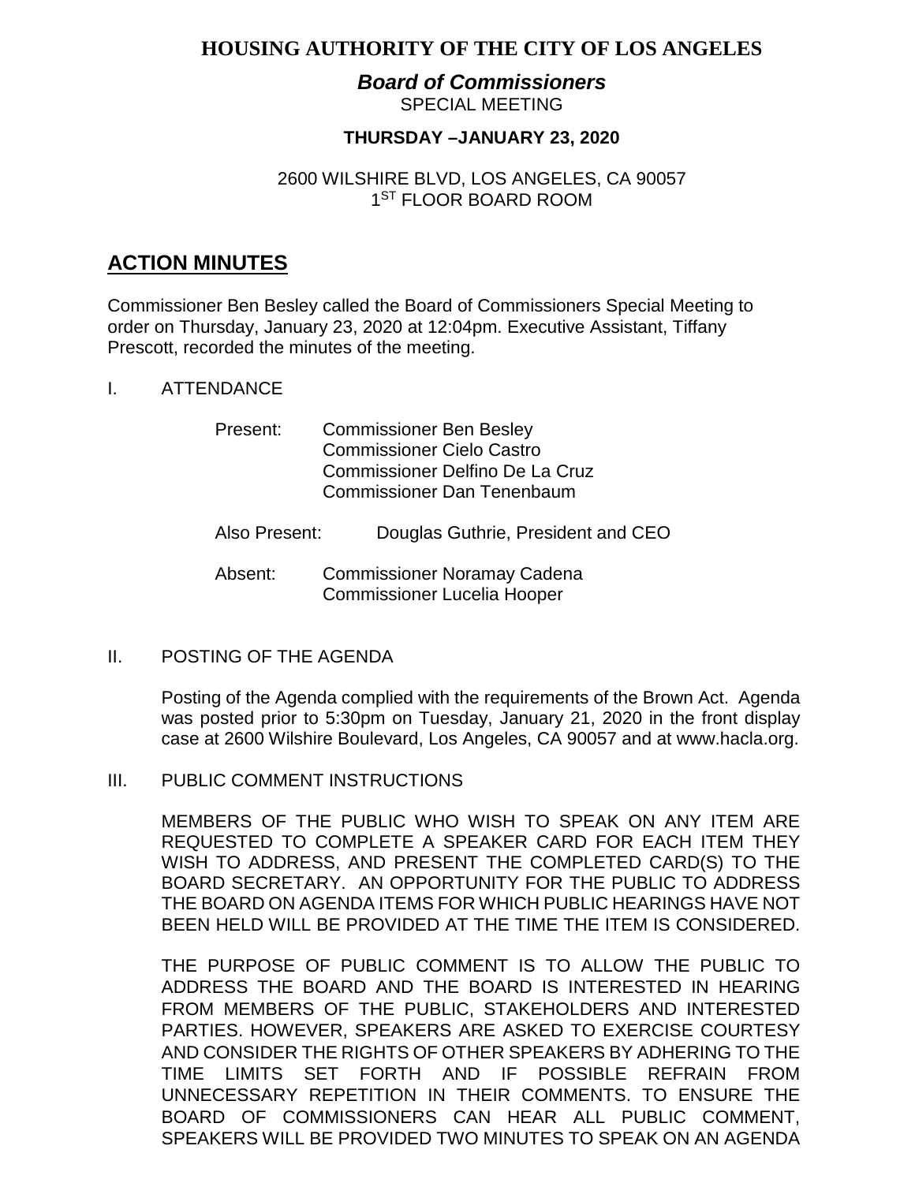# HOUSING AUTHORITY OF THE CITY OF LOS ANGELES

## *Board of Commissioners*

SPECIAL MEETING

**THURSDAY –JANUARY 23, 2020**

2600 WILSHIRE BLVD, LOS ANGELES, CA 90057
1ST FLOOR BOARD ROOM

## ACTION MINUTES

Commissioner Ben Besley called the Board of Commissioners Special Meeting to order on Thursday, January 23, 2020 at 12:04pm. Executive Assistant, Tiffany Prescott, recorded the minutes of the meeting.

I. ATTENDANCE

Present: Commissioner Ben Besley
Commissioner Cielo Castro
Commissioner Delfino De La Cruz
Commissioner Dan Tenenbaum

Also Present: Douglas Guthrie, President and CEO

Absent: Commissioner Noramay Cadena
Commissioner Lucelia Hooper

II. POSTING OF THE AGENDA

Posting of the Agenda complied with the requirements of the Brown Act. Agenda was posted prior to 5:30pm on Tuesday, January 21, 2020 in the front display case at 2600 Wilshire Boulevard, Los Angeles, CA 90057 and at www.hacla.org.

III. PUBLIC COMMENT INSTRUCTIONS

MEMBERS OF THE PUBLIC WHO WISH TO SPEAK ON ANY ITEM ARE REQUESTED TO COMPLETE A SPEAKER CARD FOR EACH ITEM THEY WISH TO ADDRESS, AND PRESENT THE COMPLETED CARD(S) TO THE BOARD SECRETARY. AN OPPORTUNITY FOR THE PUBLIC TO ADDRESS THE BOARD ON AGENDA ITEMS FOR WHICH PUBLIC HEARINGS HAVE NOT BEEN HELD WILL BE PROVIDED AT THE TIME THE ITEM IS CONSIDERED.

THE PURPOSE OF PUBLIC COMMENT IS TO ALLOW THE PUBLIC TO ADDRESS THE BOARD AND THE BOARD IS INTERESTED IN HEARING FROM MEMBERS OF THE PUBLIC, STAKEHOLDERS AND INTERESTED PARTIES. HOWEVER, SPEAKERS ARE ASKED TO EXERCISE COURTESY AND CONSIDER THE RIGHTS OF OTHER SPEAKERS BY ADHERING TO THE TIME LIMITS SET FORTH AND IF POSSIBLE REFRAIN FROM UNNECESSARY REPETITION IN THEIR COMMENTS. TO ENSURE THE BOARD OF COMMISSIONERS CAN HEAR ALL PUBLIC COMMENT, SPEAKERS WILL BE PROVIDED TWO MINUTES TO SPEAK ON AN AGENDA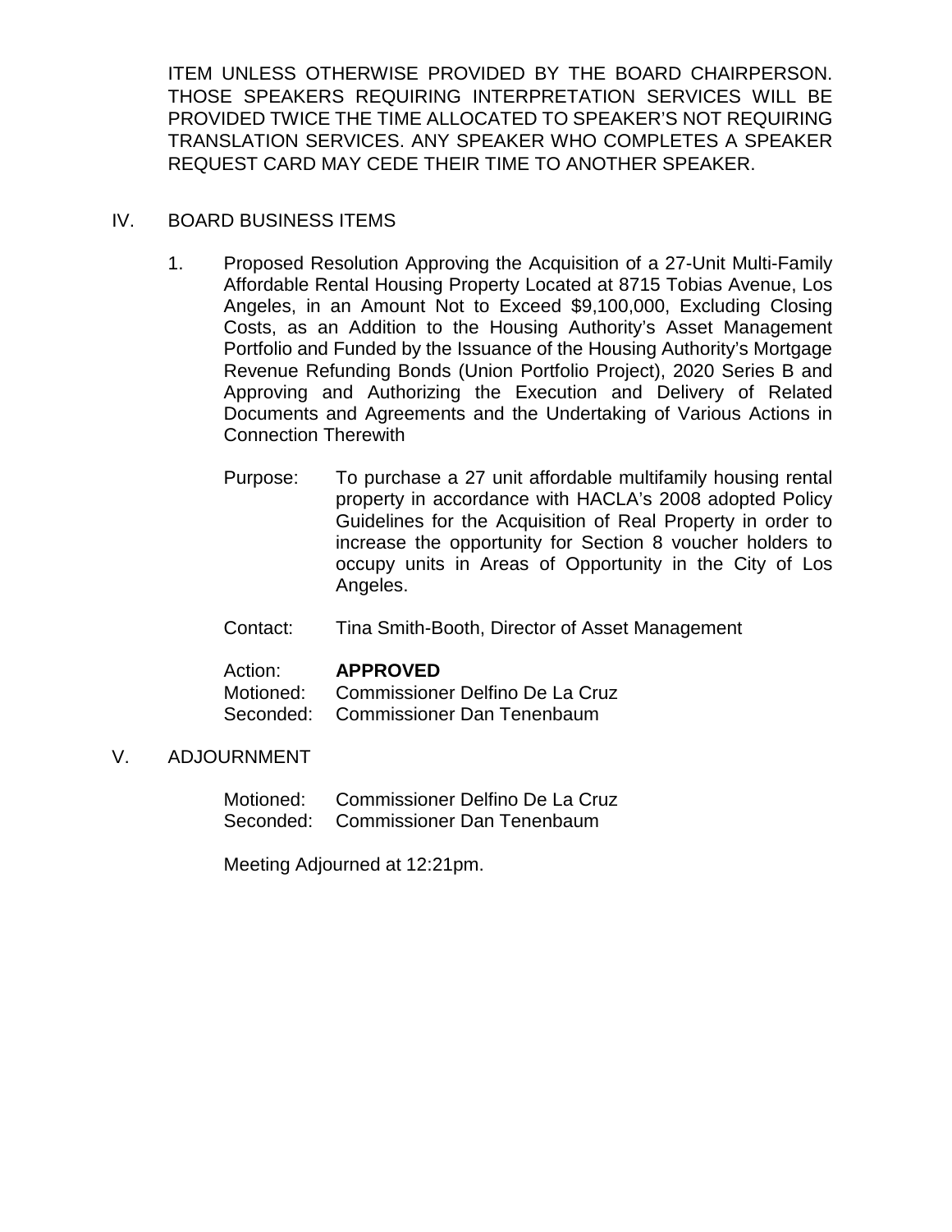ITEM UNLESS OTHERWISE PROVIDED BY THE BOARD CHAIRPERSON. THOSE SPEAKERS REQUIRING INTERPRETATION SERVICES WILL BE PROVIDED TWICE THE TIME ALLOCATED TO SPEAKER'S NOT REQUIRING TRANSLATION SERVICES. ANY SPEAKER WHO COMPLETES A SPEAKER REQUEST CARD MAY CEDE THEIR TIME TO ANOTHER SPEAKER.

IV. BOARD BUSINESS ITEMS

1. Proposed Resolution Approving the Acquisition of a 27-Unit Multi-Family Affordable Rental Housing Property Located at 8715 Tobias Avenue, Los Angeles, in an Amount Not to Exceed $9,100,000, Excluding Closing Costs, as an Addition to the Housing Authority's Asset Management Portfolio and Funded by the Issuance of the Housing Authority's Mortgage Revenue Refunding Bonds (Union Portfolio Project), 2020 Series B and Approving and Authorizing the Execution and Delivery of Related Documents and Agreements and the Undertaking of Various Actions in Connection Therewith

   Purpose: To purchase a 27 unit affordable multifamily housing rental property in accordance with HACLA's 2008 adopted Policy Guidelines for the Acquisition of Real Property in order to increase the opportunity for Section 8 voucher holders to occupy units in Areas of Opportunity in the City of Los Angeles.

   Contact: Tina Smith-Booth, Director of Asset Management

   Action: **APPROVED**
   Motioned: Commissioner Delfino De La Cruz
   Seconded: Commissioner Dan Tenenbaum

V. ADJOURNMENT

   Motioned: Commissioner Delfino De La Cruz
   Seconded: Commissioner Dan Tenenbaum

   Meeting Adjourned at 12:21pm.